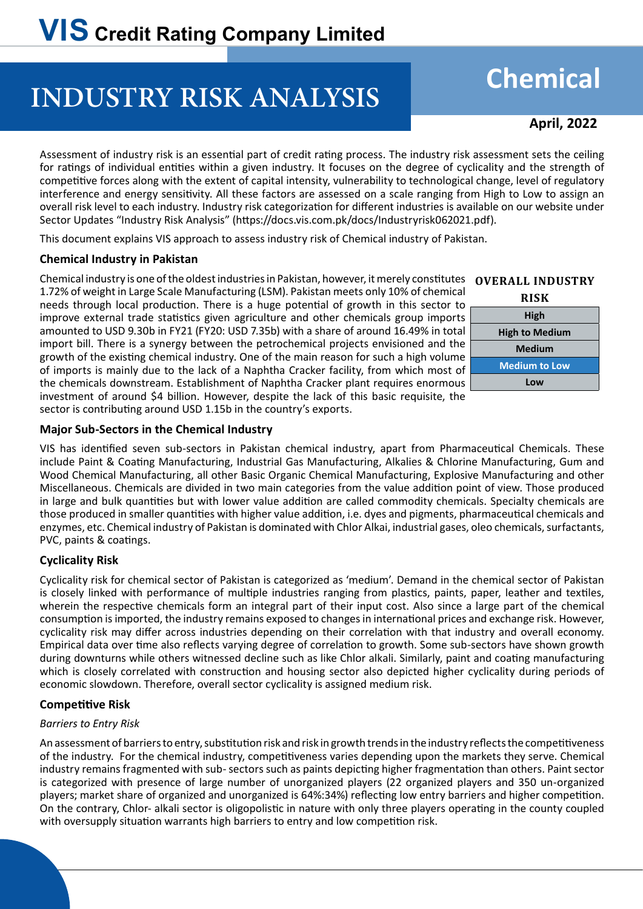# VIS Credit Rating Company Limited

# INDUSTRY RISK ANALYSIS

## Chemical

**April, 2022**

Assessment of industry risk is an essential part of credit rating process. The industry risk assessment sets the ceiling for ratings of individual entities within a given industry. It focuses on the degree of cyclicality and the strength of competitive forces along with the extent of capital intensity, vulnerability to technological change, level of regulatory interference and energy sensitivity. All these factors are assessed on a scale ranging from High to Low to assign an overall risk level to each industry. Industry risk categorization for different industries is available on our website under Sector Updates “Industry Risk Analysis” (https://docs.vis.com.pk/docs/Industryrisk062021.pdf).

This document explains VIS approach to assess industry risk of Chemical industry of Pakistan.

### Chemical Industry in Pakistan

Chemical industry is one of the oldest industries in Pakistan, however, it merely constitutes 1.72% of weight in Large Scale Manufacturing (LSM). Pakistan meets only 10% of chemical needs through local production. There is a huge potential of growth in this sector to improve external trade statistics given agriculture and other chemicals group imports amounted to USD 9.30b in FY21 (FY20: USD 7.35b) with a share of around 16.49% in total import bill. There is a synergy between the petrochemical projects envisioned and the growth of the existing chemical industry. One of the main reason for such a high volume of imports is mainly due to the lack of a Naphtha Cracker facility, from which most of the chemicals downstream. Establishment of Naphtha Cracker plant requires enormous investment of around $4 billion. However, despite the lack of this basic requisite, the sector is contributing around USD 1.15b in the country’s exports.

| OVERALL INDUSTRY RISK |
|---|
| High |
| High to Medium |
| Medium |
| **Medium to Low** |
| Low |

### Major Sub-Sectors in the Chemical Industry

VIS has identified seven sub-sectors in Pakistan chemical industry, apart from Pharmaceutical Chemicals. These include Paint & Coating Manufacturing, Industrial Gas Manufacturing, Alkalies & Chlorine Manufacturing, Gum and Wood Chemical Manufacturing, all other Basic Organic Chemical Manufacturing, Explosive Manufacturing and other Miscellaneous. Chemicals are divided in two main categories from the value addition point of view. Those produced in large and bulk quantities but with lower value addition are called commodity chemicals. Specialty chemicals are those produced in smaller quantities with higher value addition, i.e. dyes and pigments, pharmaceutical chemicals and enzymes, etc. Chemical industry of Pakistan is dominated with Chlor Alkai, industrial gases, oleo chemicals, surfactants, PVC, paints & coatings.

### Cyclicality Risk

Cyclicality risk for chemical sector of Pakistan is categorized as ‘medium’. Demand in the chemical sector of Pakistan is closely linked with performance of multiple industries ranging from plastics, paints, paper, leather and textiles, wherein the respective chemicals form an integral part of their input cost. Also since a large part of the chemical consumption is imported, the industry remains exposed to changes in international prices and exchange risk. However, cyclicality risk may differ across industries depending on their correlation with that industry and overall economy. Empirical data over time also reflects varying degree of correlation to growth. Some sub-sectors have shown growth during downturns while others witnessed decline such as like Chlor alkali. Similarly, paint and coating manufacturing which is closely correlated with construction and housing sector also depicted higher cyclicality during periods of economic slowdown. Therefore, overall sector cyclicality is assigned medium risk.

### Competitive Risk

*Barriers to Entry Risk*

An assessment of barriers to entry, substitution risk and risk in growth trends in the industry reflects the competitiveness of the industry. For the chemical industry, competitiveness varies depending upon the markets they serve. Chemical industry remains fragmented with sub- sectors such as paints depicting higher fragmentation than others. Paint sector is categorized with presence of large number of unorganized players (22 organized players and 350 un-organized players; market share of organized and unorganized is 64%:34%) reflecting low entry barriers and higher competition. On the contrary, Chlor- alkali sector is oligopolistic in nature with only three players operating in the county coupled with oversupply situation warrants high barriers to entry and low competition risk.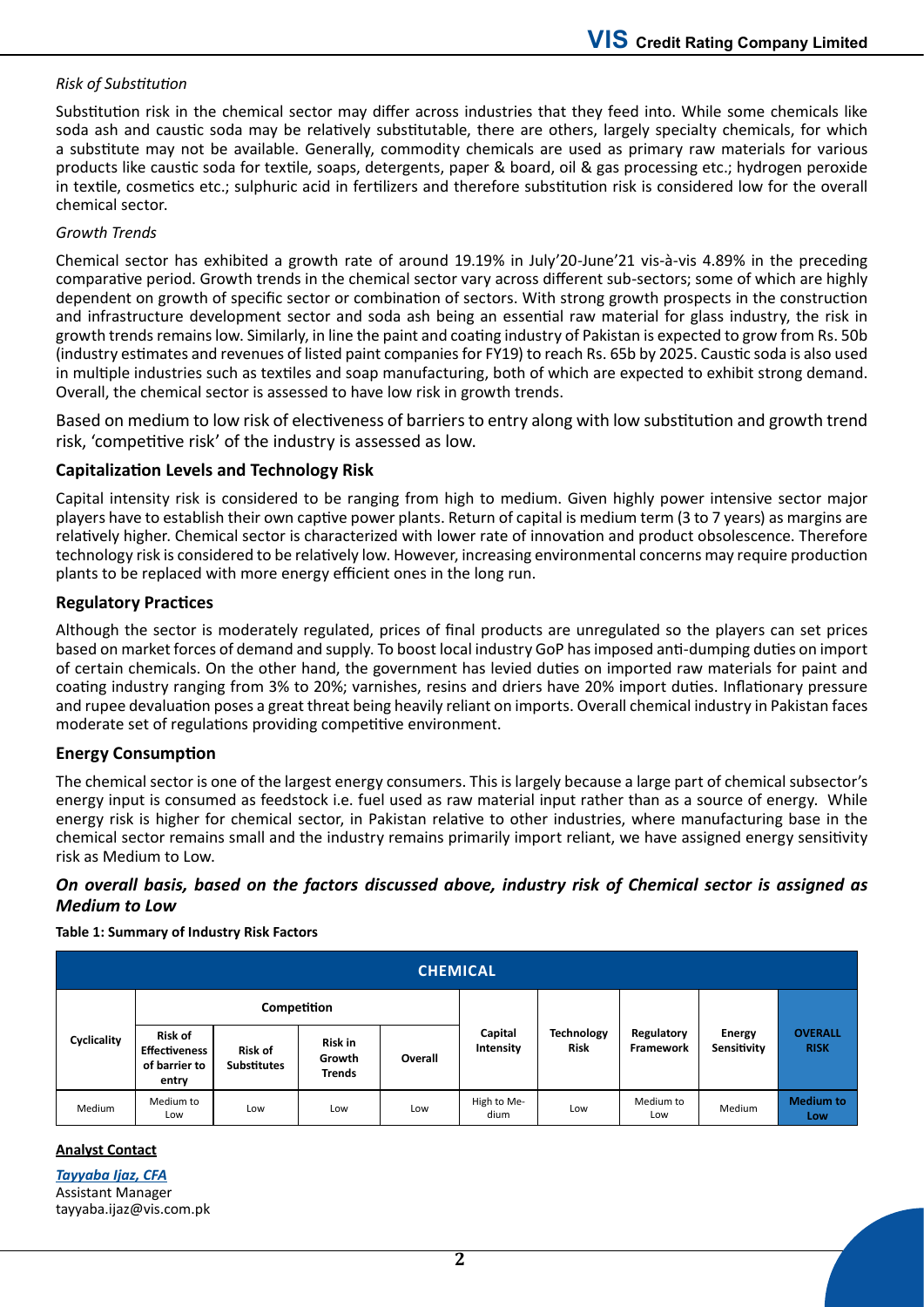*Risk of Substitution*

Substitution risk in the chemical sector may differ across industries that they feed into. While some chemicals like soda ash and caustic soda may be relatively substitutable, there are others, largely specialty chemicals, for which a substitute may not be available. Generally, commodity chemicals are used as primary raw materials for various products like caustic soda for textile, soaps, detergents, paper & board, oil & gas processing etc.; hydrogen peroxide in textile, cosmetics etc.; sulphuric acid in fertilizers and therefore substitution risk is considered low for the overall chemical sector.

*Growth Trends*

Chemical sector has exhibited a growth rate of around 19.19% in July'20-June'21 vis-à-vis 4.89% in the preceding comparative period. Growth trends in the chemical sector vary across different sub-sectors; some of which are highly dependent on growth of specific sector or combination of sectors. With strong growth prospects in the construction and infrastructure development sector and soda ash being an essential raw material for glass industry, the risk in growth trends remains low. Similarly, in line the paint and coating industry of Pakistan is expected to grow from Rs. 50b (industry estimates and revenues of listed paint companies for FY19) to reach Rs. 65b by 2025. Caustic soda is also used in multiple industries such as textiles and soap manufacturing, both of which are expected to exhibit strong demand. Overall, the chemical sector is assessed to have low risk in growth trends.

Based on medium to low risk of electiveness of barriers to entry along with low substitution and growth trend risk, 'competitive risk' of the industry is assessed as low.

### Capitalization Levels and Technology Risk

Capital intensity risk is considered to be ranging from high to medium. Given highly power intensive sector major players have to establish their own captive power plants. Return of capital is medium term (3 to 7 years) as margins are relatively higher. Chemical sector is characterized with lower rate of innovation and product obsolescence. Therefore technology risk is considered to be relatively low. However, increasing environmental concerns may require production plants to be replaced with more energy efficient ones in the long run.

### Regulatory Practices

Although the sector is moderately regulated, prices of final products are unregulated so the players can set prices based on market forces of demand and supply. To boost local industry GoP has imposed anti-dumping duties on import of certain chemicals. On the other hand, the government has levied duties on imported raw materials for paint and coating industry ranging from 3% to 20%; varnishes, resins and driers have 20% import duties. Inflationary pressure and rupee devaluation poses a great threat being heavily reliant on imports. Overall chemical industry in Pakistan faces moderate set of regulations providing competitive environment.

### Energy Consumption

The chemical sector is one of the largest energy consumers. This is largely because a large part of chemical subsector's energy input is consumed as feedstock i.e. fuel used as raw material input rather than as a source of energy. While energy risk is higher for chemical sector, in Pakistan relative to other industries, where manufacturing base in the chemical sector remains small and the industry remains primarily import reliant, we have assigned energy sensitivity risk as Medium to Low.

***On overall basis, based on the factors discussed above, industry risk of Chemical sector is assigned as Medium to Low***

**Table 1: Summary of Industry Risk Factors**

| CHEMICAL | | | | | | | | | |
|---|---|---|---|---|---|---|---|---|---|
| Cyclicality | Competition | | | | Capital Intensity | Technology Risk | Regulatory Framework | Energy Sensitivity | OVERALL RISK |
| | Risk of Effectiveness of barrier to entry | Risk of Substitutes | Risk in Growth Trends | Overall | | | | | |
| Medium | Medium to Low | Low | Low | Low | High to Medium | Low | Medium to Low | Medium | **Medium to Low** |

**Analyst Contact**

*Tayyaba Ijaz, CFA*
Assistant Manager
tayyaba.ijaz@vis.com.pk